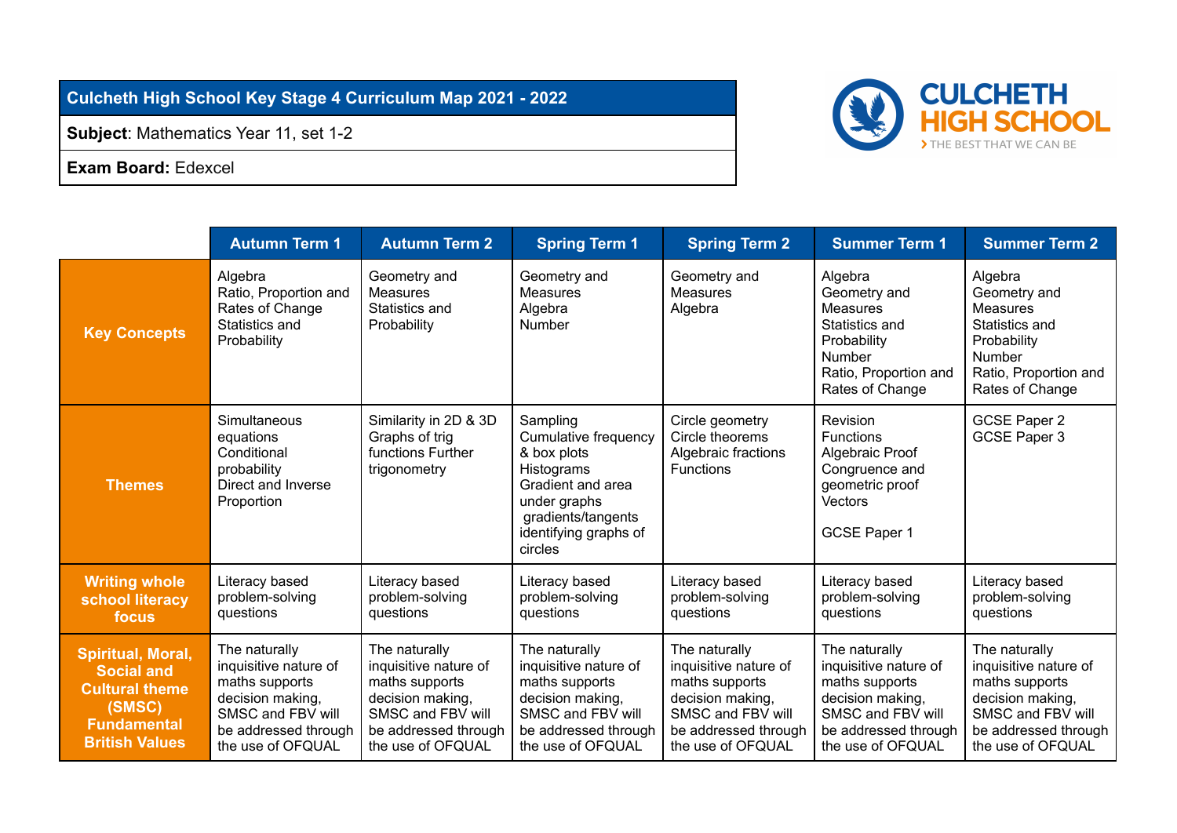# Culcheth High School Key Stage 4 Curriculum Map 2021 - 2022

**Subject**: Mathematics Year 11, set 1-2

**Exam Board:** Edexcel

CULCHETH HIGH SCHOOL
THE BEST THAT WE CAN BE

| | Autumn Term 1 | Autumn Term 2 | Spring Term 1 | Spring Term 2 | Summer Term 1 | Summer Term 2 |
|---|---|---|---|---|---|---|
| **Key Concepts** | Algebra<br>Ratio, Proportion and Rates of Change<br>Statistics and Probability | Geometry and Measures<br>Statistics and Probability | Geometry and Measures<br>Algebra<br>Number | Geometry and Measures<br>Algebra | Algebra<br>Geometry and Measures<br>Statistics and Probability<br>Number<br>Ratio, Proportion and Rates of Change | Algebra<br>Geometry and Measures<br>Statistics and Probability<br>Number<br>Ratio, Proportion and Rates of Change |
| **Themes** | Simultaneous equations<br>Conditional probability<br>Direct and Inverse Proportion | Similarity in 2D & 3D<br>Graphs of trig functions Further trigonometry | Sampling<br>Cumulative frequency & box plots<br>Histograms<br>Gradient and area under graphs<br>gradients/tangents<br>identifying graphs of circles | Circle geometry<br>Circle theorems<br>Algebraic fractions<br>Functions | Revision<br>Functions<br>Algebraic Proof<br>Congruence and geometric proof<br>Vectors<br><br>GCSE Paper 1 | GCSE Paper 2<br>GCSE Paper 3 |
| **Writing whole school literacy focus** | Literacy based problem-solving questions | Literacy based problem-solving questions | Literacy based problem-solving questions | Literacy based problem-solving questions | Literacy based problem-solving questions | Literacy based problem-solving questions |
| **Spiritual, Moral, Social and Cultural theme (SMSC) Fundamental British Values** | The naturally inquisitive nature of maths supports decision making, SMSC and FBV will be addressed through the use of OFQUAL | The naturally inquisitive nature of maths supports decision making, SMSC and FBV will be addressed through the use of OFQUAL | The naturally inquisitive nature of maths supports decision making, SMSC and FBV will be addressed through the use of OFQUAL | The naturally inquisitive nature of maths supports decision making, SMSC and FBV will be addressed through the use of OFQUAL | The naturally inquisitive nature of maths supports decision making, SMSC and FBV will be addressed through the use of OFQUAL | The naturally inquisitive nature of maths supports decision making, SMSC and FBV will be addressed through the use of OFQUAL |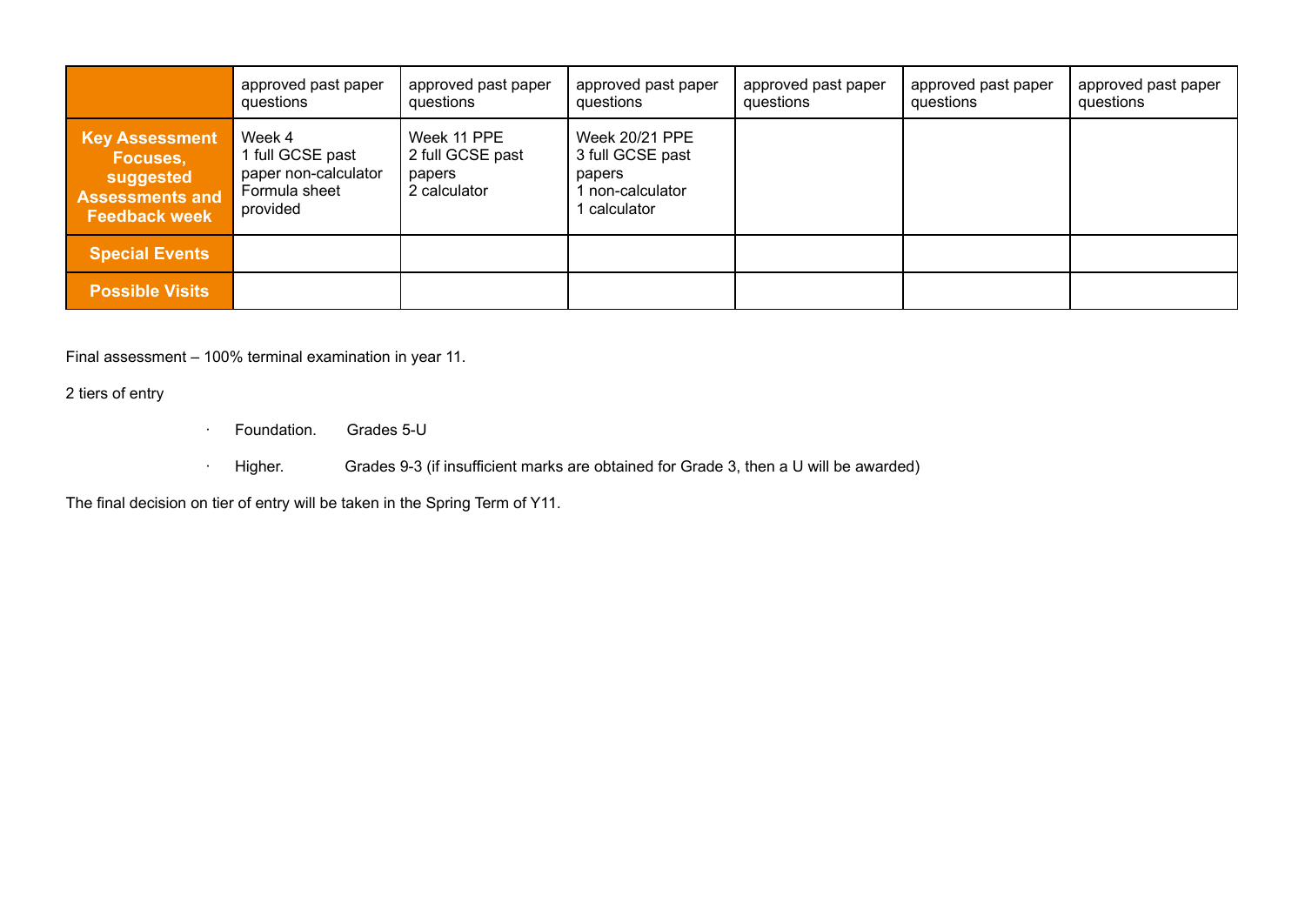| | approved past paper questions | approved past paper questions | approved past paper questions | approved past paper questions | approved past paper questions | approved past paper questions |
|---|---|---|---|---|---|---|
| **Key Assessment Focuses, suggested Assessments and Feedback week** | Week 4<br>1 full GCSE past paper non-calculator<br>Formula sheet provided | Week 11 PPE<br>2 full GCSE past papers<br>2 calculator | Week 20/21 PPE<br>3 full GCSE past papers<br>1 non-calculator<br>1 calculator | | | |
| **Special Events** | | | | | | |
| **Possible Visits** | | | | | | |

Final assessment – 100% terminal examination in year 11.

2 tiers of entry

- Foundation. Grades 5-U
- Higher. Grades 9-3 (if insufficient marks are obtained for Grade 3, then a U will be awarded)

The final decision on tier of entry will be taken in the Spring Term of Y11.